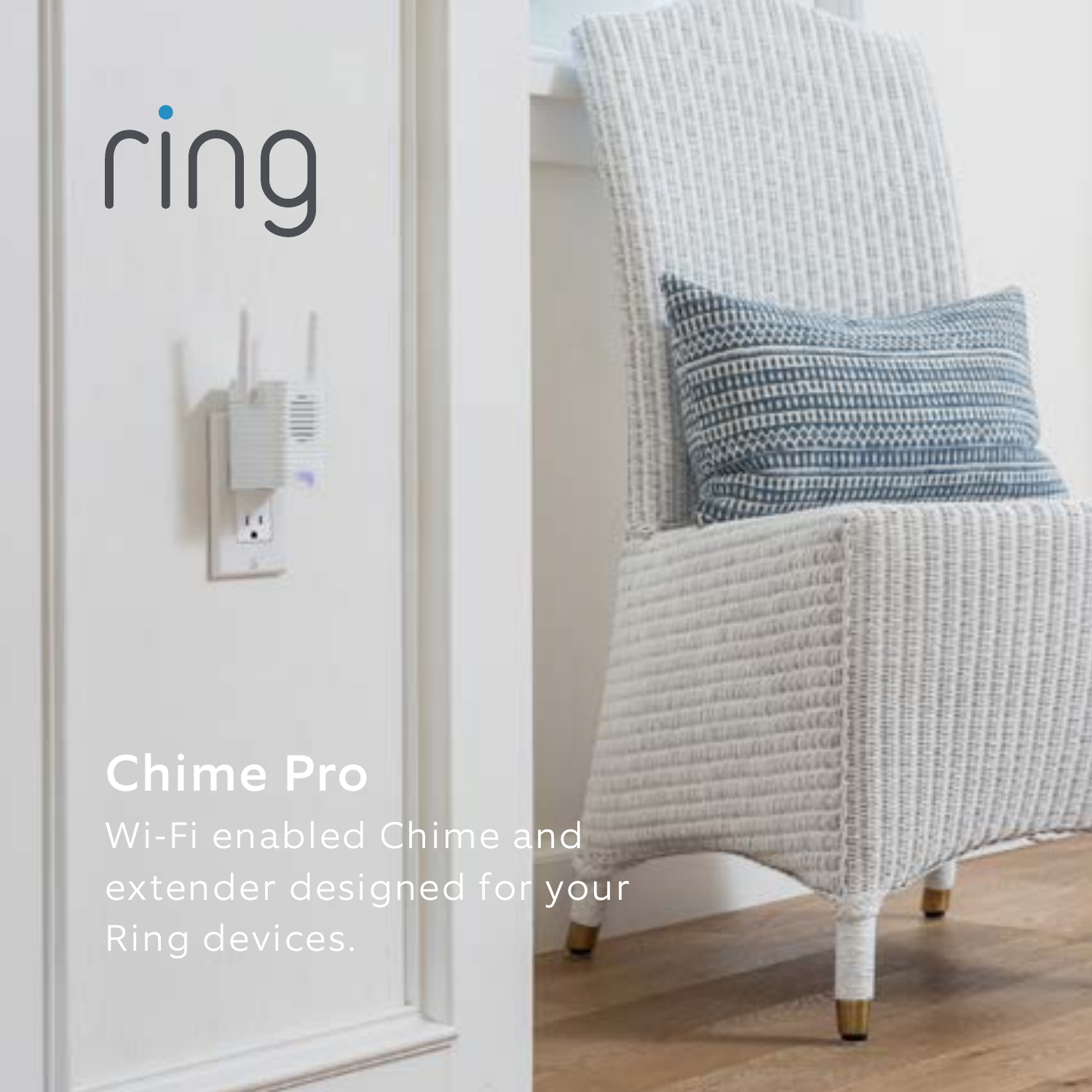ring

# Chime Pro

Wi-Fi enabled Chime and extender designed for your Ring devices.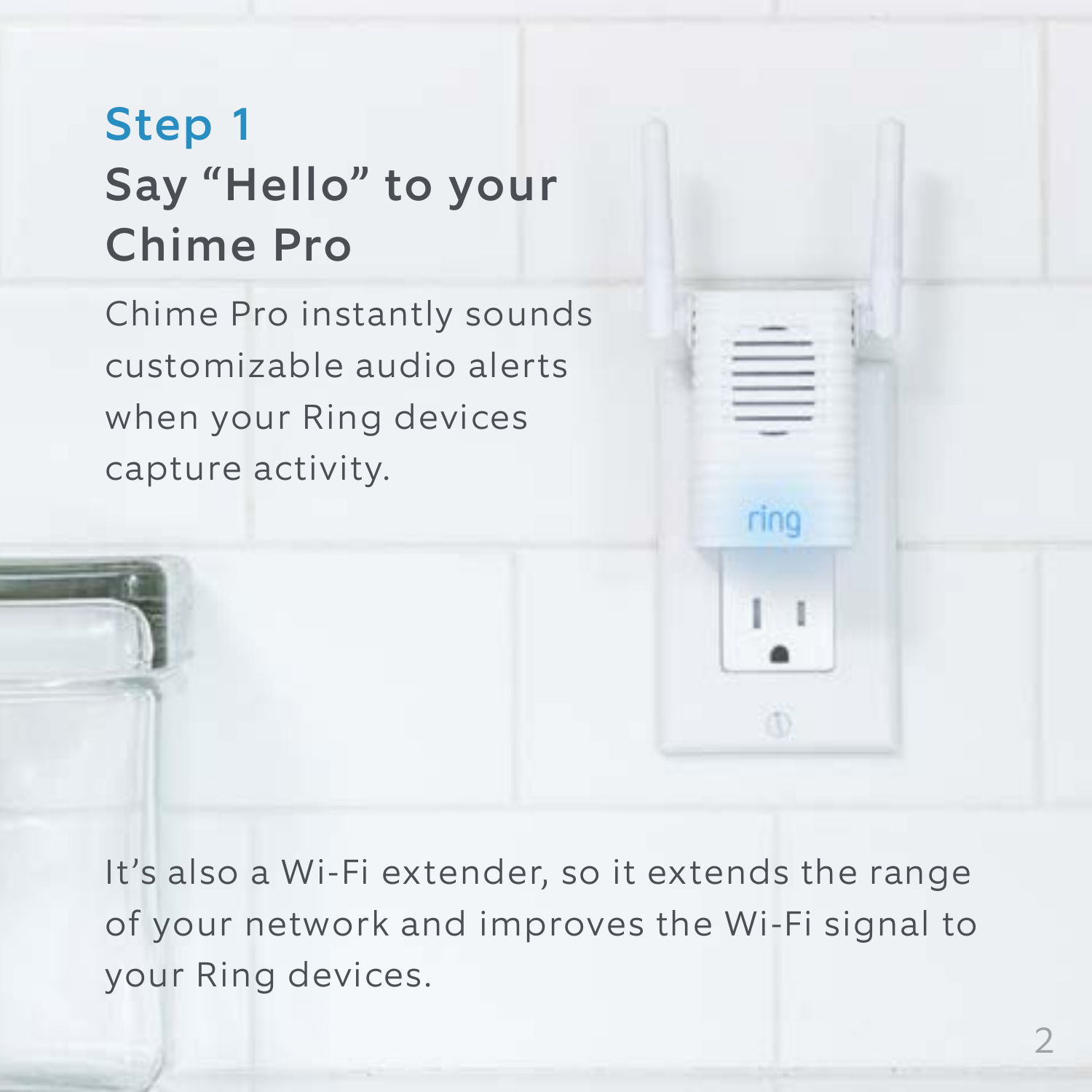## Step 1

# Say "Hello" to your Chime Pro

Chime Pro instantly sounds customizable audio alerts when your Ring devices capture activity.

It's also a Wi-Fi extender, so it extends the range of your network and improves the Wi-Fi signal to your Ring devices.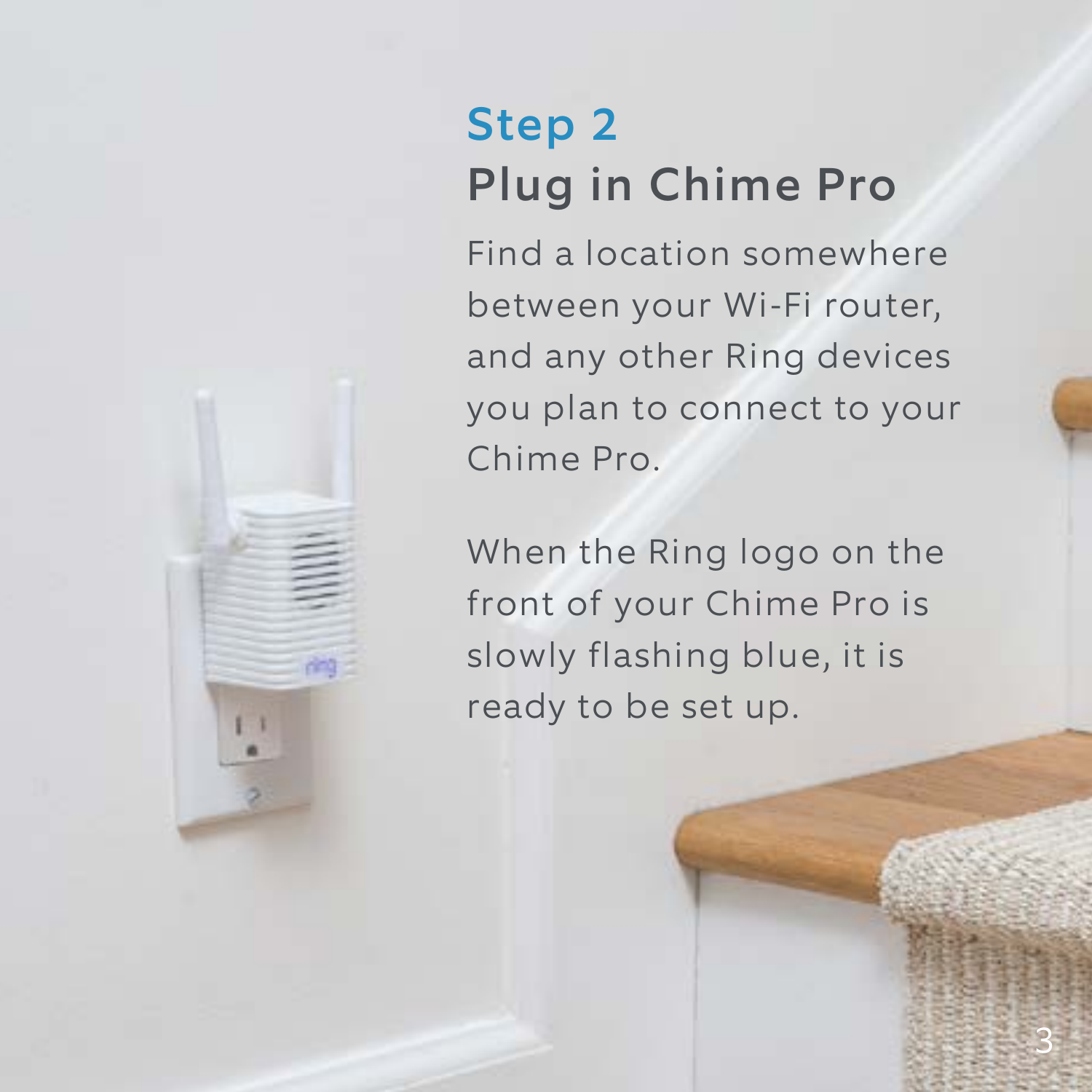## Step 2

# Plug in Chime Pro

Find a location somewhere between your Wi-Fi router, and any other Ring devices you plan to connect to your Chime Pro.

When the Ring logo on the front of your Chime Pro is slowly flashing blue, it is ready to be set up.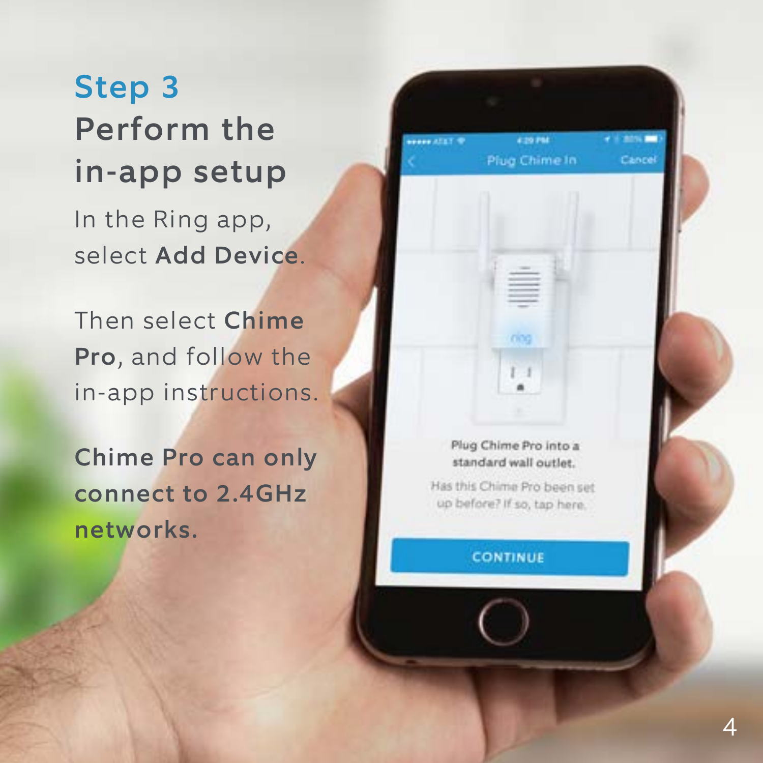## Step 3

# Perform the in-app setup

In the Ring app, select **Add Device**.

Then select **Chime Pro**, and follow the in-app instructions.

**Chime Pro can only connect to 2.4GHz networks.**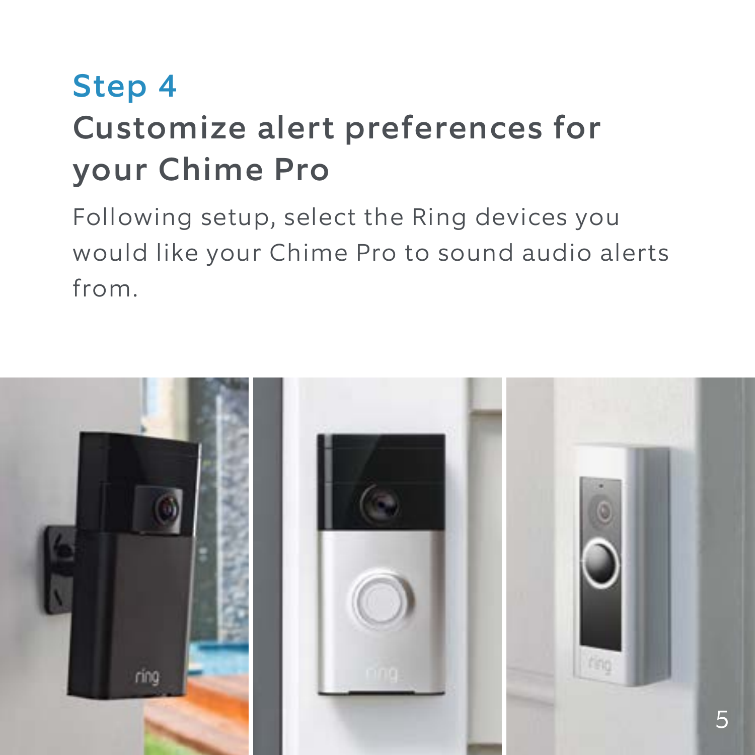## Step 4

# Customize alert preferences for your Chime Pro

Following setup, select the Ring devices you would like your Chime Pro to sound audio alerts from.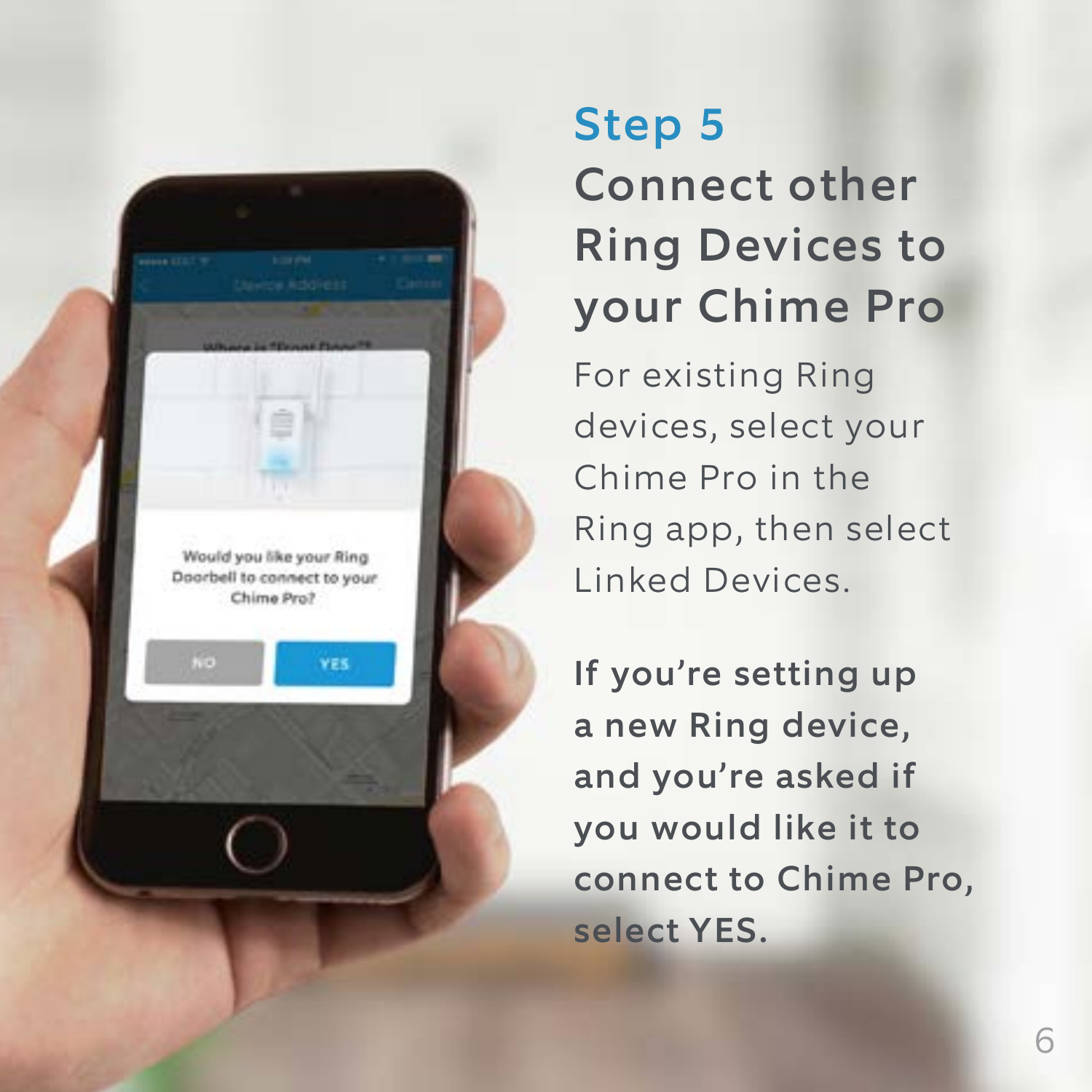## Step 5

# Connect other Ring Devices to your Chime Pro

For existing Ring devices, select your Chime Pro in the Ring app, then select Linked Devices.

**If you're setting up a new Ring device, and you're asked if you would like it to connect to Chime Pro, select YES.**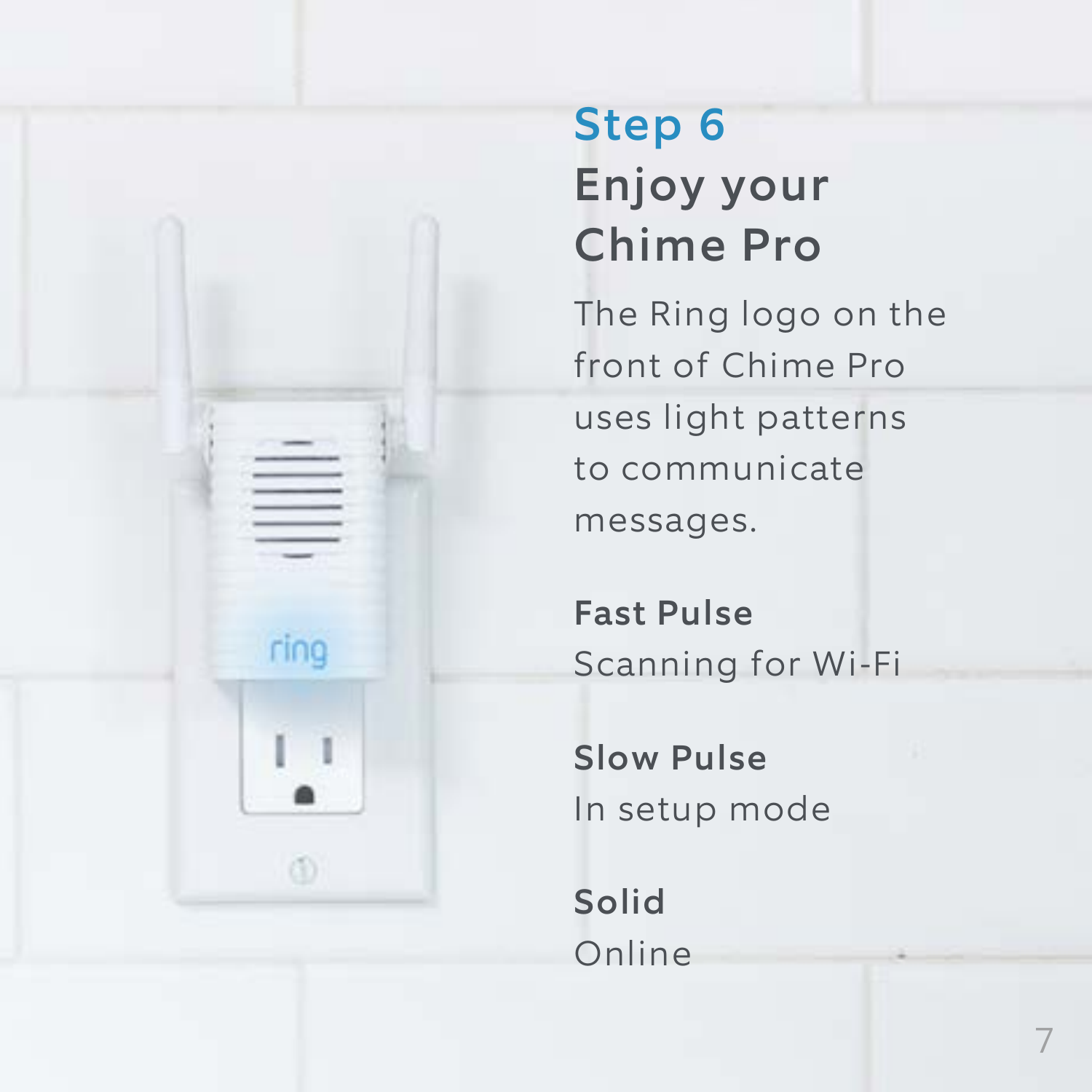## Step 6

# Enjoy your Chime Pro

The Ring logo on the front of Chime Pro uses light patterns to communicate messages.

**Fast Pulse**
Scanning for Wi-Fi

**Slow Pulse**
In setup mode

**Solid**
Online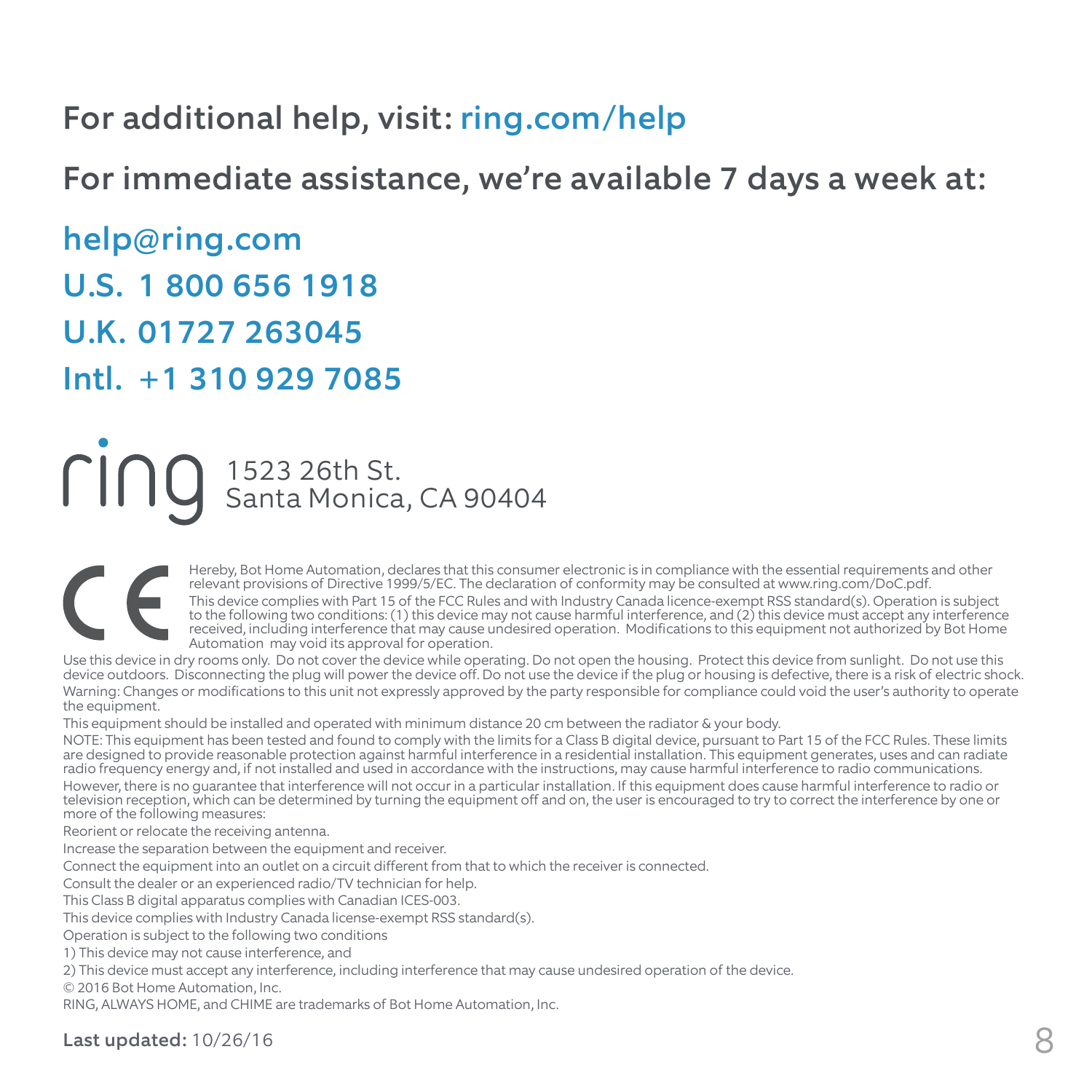## For additional help, visit: ring.com/help

## For immediate assistance, we're available 7 days a week at:

help@ring.com

U.S. 1 800 656 1918

U.K. 01727 263045

Intl. +1 310 929 7085

ring 1523 26th St.
Santa Monica, CA 90404

CE

Hereby, Bot Home Automation, declares that this consumer electronic is in compliance with the essential requirements and other relevant provisions of Directive 1999/5/EC. The declaration of conformity may be consulted at www.ring.com/DoC.pdf.

This device complies with Part 15 of the FCC Rules and with Industry Canada licence-exempt RSS standard(s). Operation is subject to the following two conditions: (1) this device may not cause harmful interference, and (2) this device must accept any interference received, including interference that may cause undesired operation. Modifications to this equipment not authorized by Bot Home Automation may void its approval for operation.

Use this device in dry rooms only. Do not cover the device while operating. Do not open the housing. Protect this device from sunlight. Do not use this device outdoors. Disconnecting the plug will power the device off. Do not use the device if the plug or housing is defective, there is a risk of electric shock.

Warning: Changes or modifications to this unit not expressly approved by the party responsible for compliance could void the user's authority to operate the equipment.

This equipment should be installed and operated with minimum distance 20 cm between the radiator & your body.

NOTE: This equipment has been tested and found to comply with the limits for a Class B digital device, pursuant to Part 15 of the FCC Rules. These limits are designed to provide reasonable protection against harmful interference in a residential installation. This equipment generates, uses and can radiate radio frequency energy and, if not installed and used in accordance with the instructions, may cause harmful interference to radio communications.

However, there is no guarantee that interference will not occur in a particular installation. If this equipment does cause harmful interference to radio or television reception, which can be determined by turning the equipment off and on, the user is encouraged to try to correct the interference by one or more of the following measures:

Reorient or relocate the receiving antenna.

Increase the separation between the equipment and receiver.

Connect the equipment into an outlet on a circuit different from that to which the receiver is connected.

Consult the dealer or an experienced radio/TV technician for help.

This Class B digital apparatus complies with Canadian ICES-003.

This device complies with Industry Canada license-exempt RSS standard(s).

Operation is subject to the following two conditions

1) This device may not cause interference, and

2) This device must accept any interference, including interference that may cause undesired operation of the device.

© 2016 Bot Home Automation, Inc.

RING, ALWAYS HOME, and CHIME are trademarks of Bot Home Automation, Inc.

**Last updated:** 10/26/16